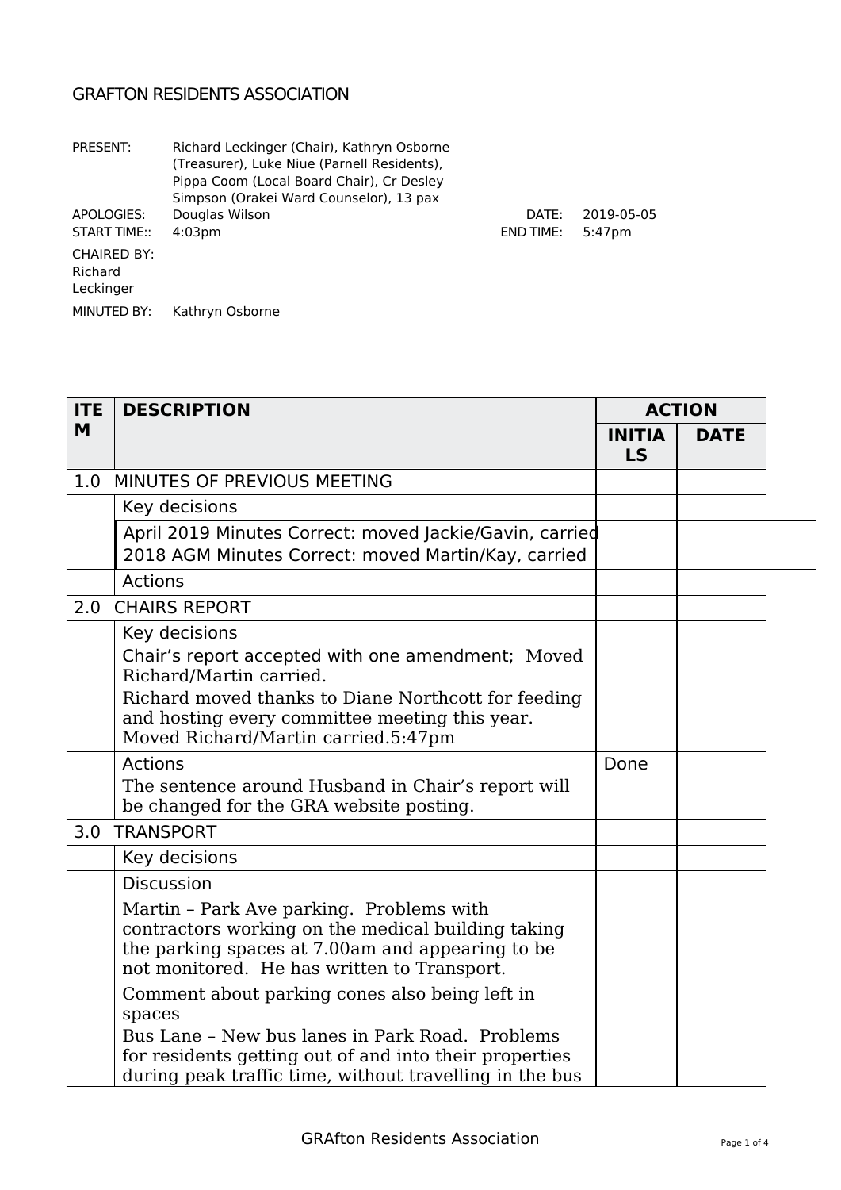# GRAFTON RESIDENTS ASSOCIATION

| | | | |
|---|---|---|---|
| PRESENT: | Richard Leckinger (Chair), Kathryn Osborne (Treasurer), Luke Niue (Parnell Residents), Pippa Coom (Local Board Chair), Cr Desley Simpson (Orakei Ward Counselor), 13 pax | | |
| APOLOGIES: | Douglas Wilson | DATE: | 2019-05-05 |
| START TIME:: | 4:03pm | END TIME: | 5:47pm |
| CHAIRED BY: Richard Leckinger | | | |
| MINUTED BY: | Kathryn Osborne | | |

| ITEM | DESCRIPTION | ACTION | |
|---|---|---|---|
| | | INITIALS | DATE |
| 1.0 | MINUTES OF PREVIOUS MEETING | | |
| | Key decisions | | |
| | April 2019 Minutes Correct: moved Jackie/Gavin, carried<br>2018 AGM Minutes Correct: moved Martin/Kay, carried | | |
| | Actions | | |
| 2.0 | CHAIRS REPORT | | |
| | Key decisions<br>Chair's report accepted with one amendment; Moved Richard/Martin carried.<br>Richard moved thanks to Diane Northcott for feeding and hosting every committee meeting this year. Moved Richard/Martin carried.5:47pm | | |
| | Actions<br>The sentence around Husband in Chair's report will be changed for the GRA website posting. | Done | |
| 3.0 | TRANSPORT | | |
| | Key decisions | | |
| | Discussion<br>Martin – Park Ave parking. Problems with contractors working on the medical building taking the parking spaces at 7.00am and appearing to be not monitored. He has written to Transport.<br>Comment about parking cones also being left in spaces<br>Bus Lane – New bus lanes in Park Road. Problems for residents getting out of and into their properties during peak traffic time, without travelling in the bus | | |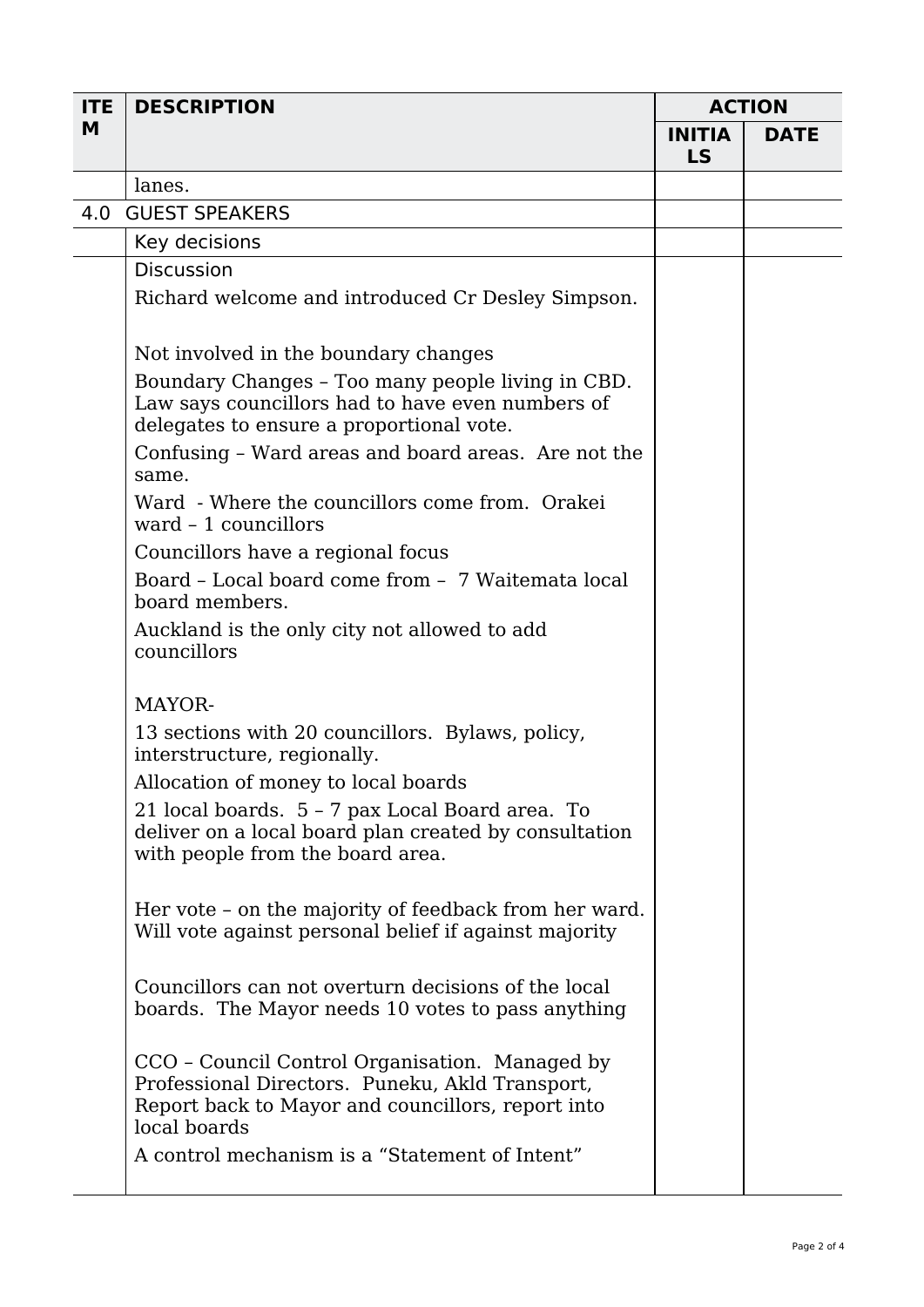| ITEM | DESCRIPTION | ACTION | |
|---|---|---|---|
| | | INITIALS | DATE |
| | lanes. | | |
| 4.0 | GUEST SPEAKERS | | |
| | Key decisions | | |
| | Discussion<br><br>Richard welcome and introduced Cr Desley Simpson.<br><br>Not involved in the boundary changes<br><br>Boundary Changes – Too many people living in CBD. Law says councillors had to have even numbers of delegates to ensure a proportional vote.<br><br>Confusing – Ward areas and board areas. Are not the same.<br><br>Ward - Where the councillors come from. Orakei ward – 1 councillors<br><br>Councillors have a regional focus<br><br>Board – Local board come from – 7 Waitemata local board members.<br><br>Auckland is the only city not allowed to add councillors<br><br>MAYOR-<br><br>13 sections with 20 councillors. Bylaws, policy, interstructure, regionally.<br><br>Allocation of money to local boards<br><br>21 local boards. 5 – 7 pax Local Board area. To deliver on a local board plan created by consultation with people from the board area.<br><br>Her vote – on the majority of feedback from her ward. Will vote against personal belief if against majority<br><br>Councillors can not overturn decisions of the local boards. The Mayor needs 10 votes to pass anything<br><br>CCO – Council Control Organisation. Managed by Professional Directors. Puneku, Akld Transport, Report back to Mayor and councillors, report into local boards<br><br>A control mechanism is a "Statement of Intent" | | |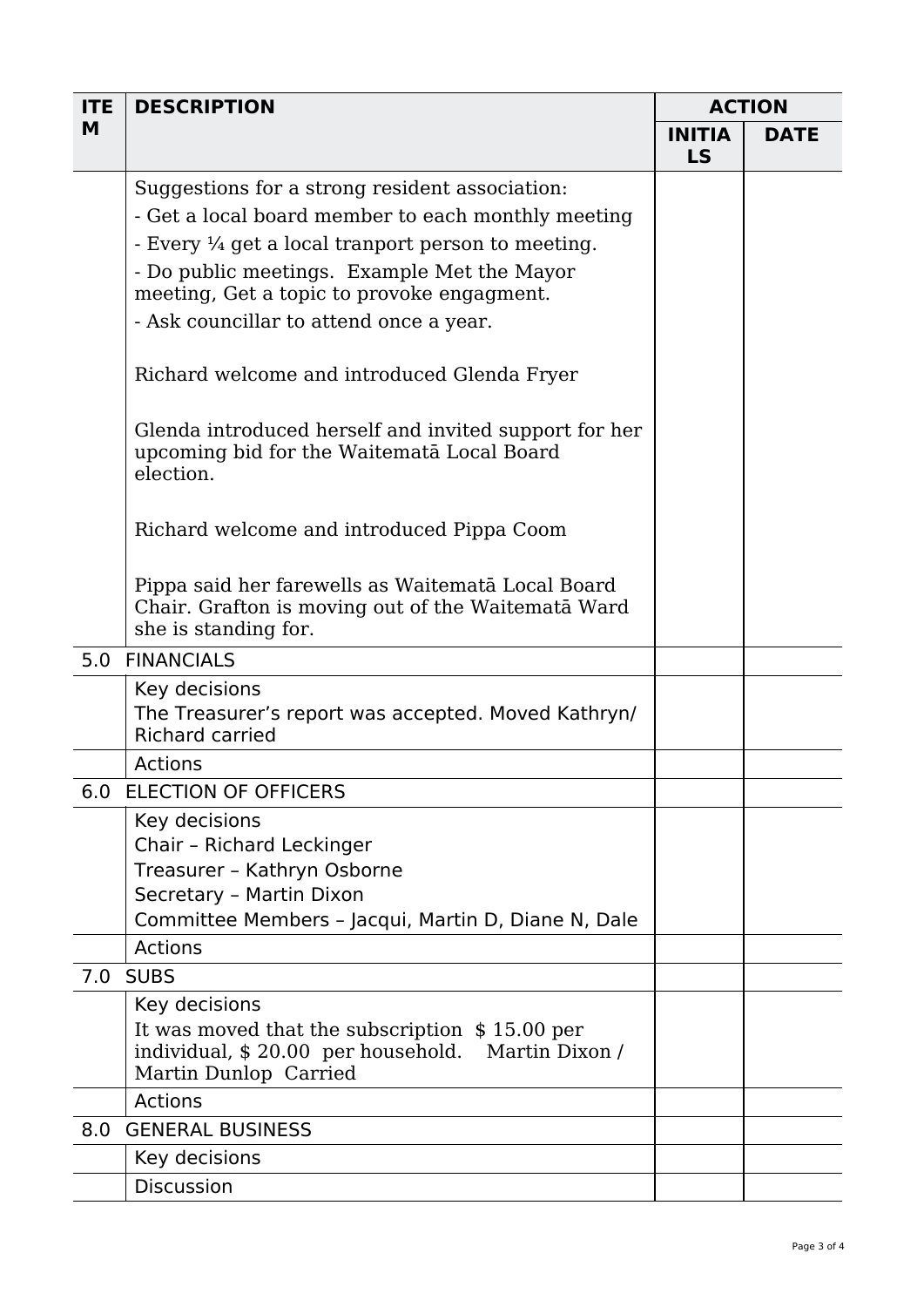| ITEM | DESCRIPTION | ACTION | |
|---|---|---|---|
| | | INITIALS | DATE |
| | Suggestions for a strong resident association:<br>- Get a local board member to each monthly meeting<br>- Every ¼ get a local tranport person to meeting.<br>- Do public meetings. Example Met the Mayor meeting, Get a topic to provoke engagment.<br>- Ask councillar to attend once a year.<br><br>Richard welcome and introduced Glenda Fryer<br><br>Glenda introduced herself and invited support for her upcoming bid for the Waitematā Local Board election.<br><br>Richard welcome and introduced Pippa Coom<br><br>Pippa said her farewells as Waitematā Local Board Chair. Grafton is moving out of the Waitematā Ward she is standing for. | | |
| 5.0 | FINANCIALS | | |
| | Key decisions<br>The Treasurer's report was accepted. Moved Kathryn/ Richard carried | | |
| | Actions | | |
| 6.0 | ELECTION OF OFFICERS | | |
| | Key decisions<br>Chair – Richard Leckinger<br>Treasurer – Kathryn Osborne<br>Secretary – Martin Dixon<br>Committee Members – Jacqui, Martin D, Diane N, Dale | | |
| | Actions | | |
| 7.0 | SUBS | | |
| | Key decisions<br>It was moved that the subscription $ 15.00 per individual, $ 20.00 per household. Martin Dixon / Martin Dunlop Carried | | |
| | Actions | | |
| 8.0 | GENERAL BUSINESS | | |
| | Key decisions | | |
| | Discussion | | |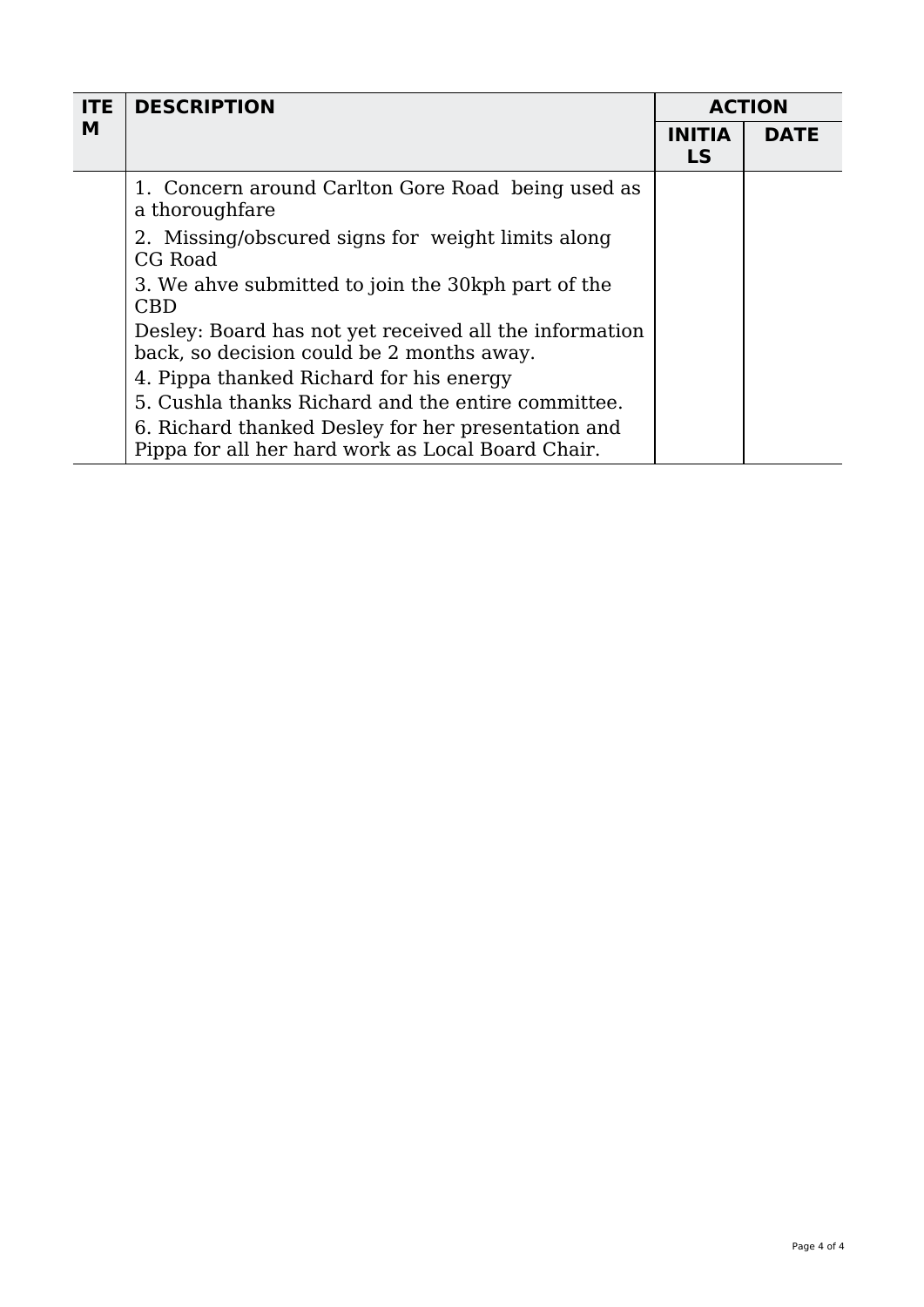| ITEM | DESCRIPTION | ACTION | |
|---|---|---|---|
| | | INITIALS | DATE |
| | 1. Concern around Carlton Gore Road being used as a thoroughfare<br>2. Missing/obscured signs for weight limits along CG Road<br>3. We ahve submitted to join the 30kph part of the CBD<br>Desley: Board has not yet received all the information back, so decision could be 2 months away.<br>4. Pippa thanked Richard for his energy<br>5. Cushla thanks Richard and the entire committee.<br>6. Richard thanked Desley for her presentation and Pippa for all her hard work as Local Board Chair. | | |